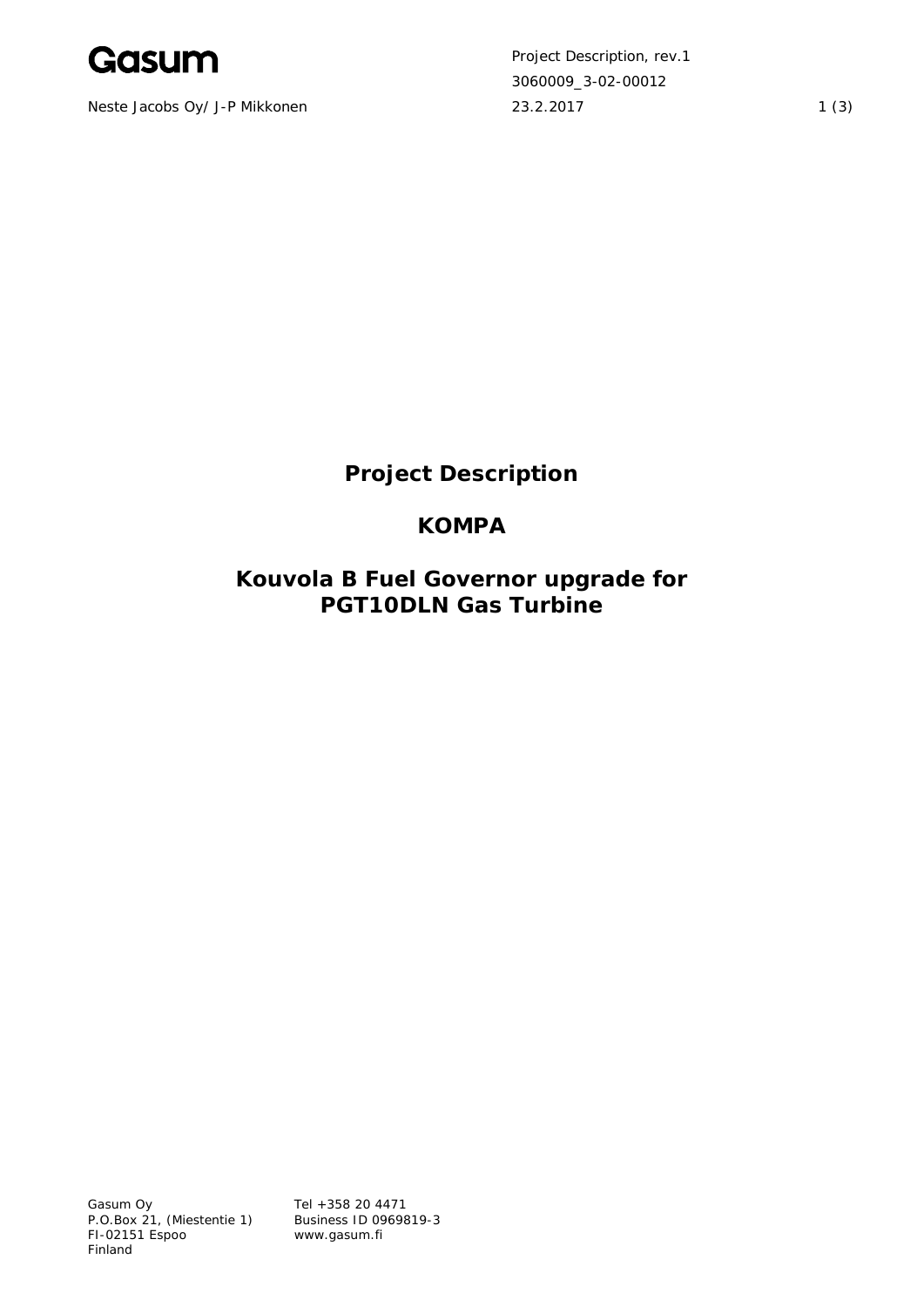Gasum

Neste Jacobs Oy/ J-P Mikkonen

Project Description, rev.1
3060009_3-02-00012
23.2.2017

# Project Description

# KOMPA

# Kouvola B Fuel Governor upgrade for PGT10DLN Gas Turbine

Gasum Oy
P.O.Box 21, (Miestentie 1)
FI-02151 Espoo
Finland

Tel +358 20 4471
Business ID 0969819-3
www.gasum.fi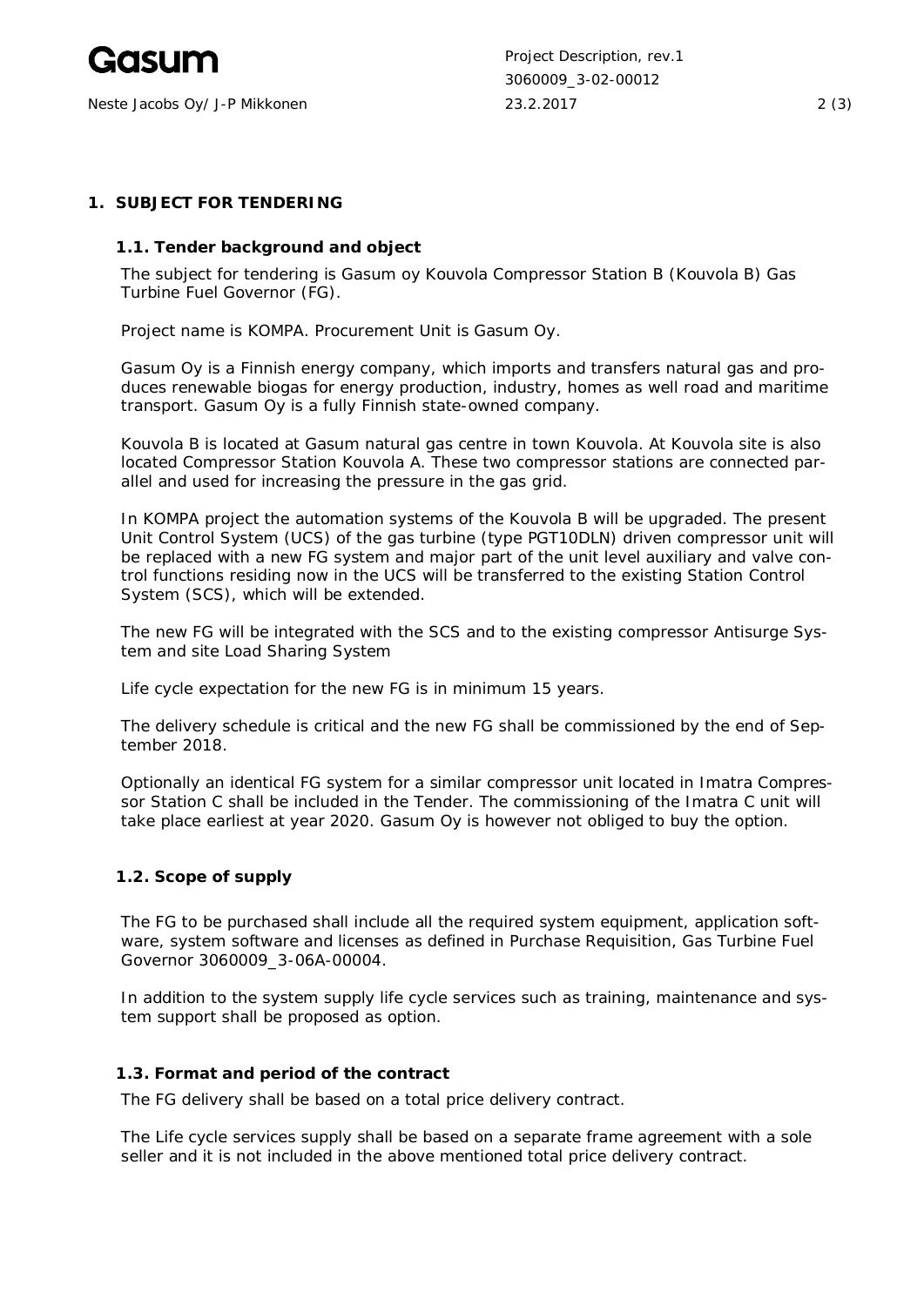# 1. SUBJECT FOR TENDERING

## 1.1. Tender background and object

The subject for tendering is Gasum oy Kouvola Compressor Station B (Kouvola B) Gas Turbine Fuel Governor (FG).

Project name is KOMPA. Procurement Unit is Gasum Oy.

Gasum Oy is a Finnish energy company, which imports and transfers natural gas and produces renewable biogas for energy production, industry, homes as well road and maritime transport. Gasum Oy is a fully Finnish state-owned company.

Kouvola B is located at Gasum natural gas centre in town Kouvola. At Kouvola site is also located Compressor Station Kouvola A. These two compressor stations are connected parallel and used for increasing the pressure in the gas grid.

In KOMPA project the automation systems of the Kouvola B will be upgraded. The present Unit Control System (UCS) of the gas turbine (type PGT10DLN) driven compressor unit will be replaced with a new FG system and major part of the unit level auxiliary and valve control functions residing now in the UCS will be transferred to the existing Station Control System (SCS), which will be extended.

The new FG will be integrated with the SCS and to the existing compressor Antisurge System and site Load Sharing System

Life cycle expectation for the new FG is in minimum 15 years.

The delivery schedule is critical and the new FG shall be commissioned by the end of September 2018.

Optionally an identical FG system for a similar compressor unit located in Imatra Compressor Station C shall be included in the Tender. The commissioning of the Imatra C unit will take place earliest at year 2020. Gasum Oy is however not obliged to buy the option.

## 1.2. Scope of supply

The FG to be purchased shall include all the required system equipment, application software, system software and licenses as defined in Purchase Requisition, Gas Turbine Fuel Governor 3060009_3-06A-00004.

In addition to the system supply life cycle services such as training, maintenance and system support shall be proposed as option.

## 1.3. Format and period of the contract

The FG delivery shall be based on a total price delivery contract.

The Life cycle services supply shall be based on a separate frame agreement with a sole seller and it is not included in the above mentioned total price delivery contract.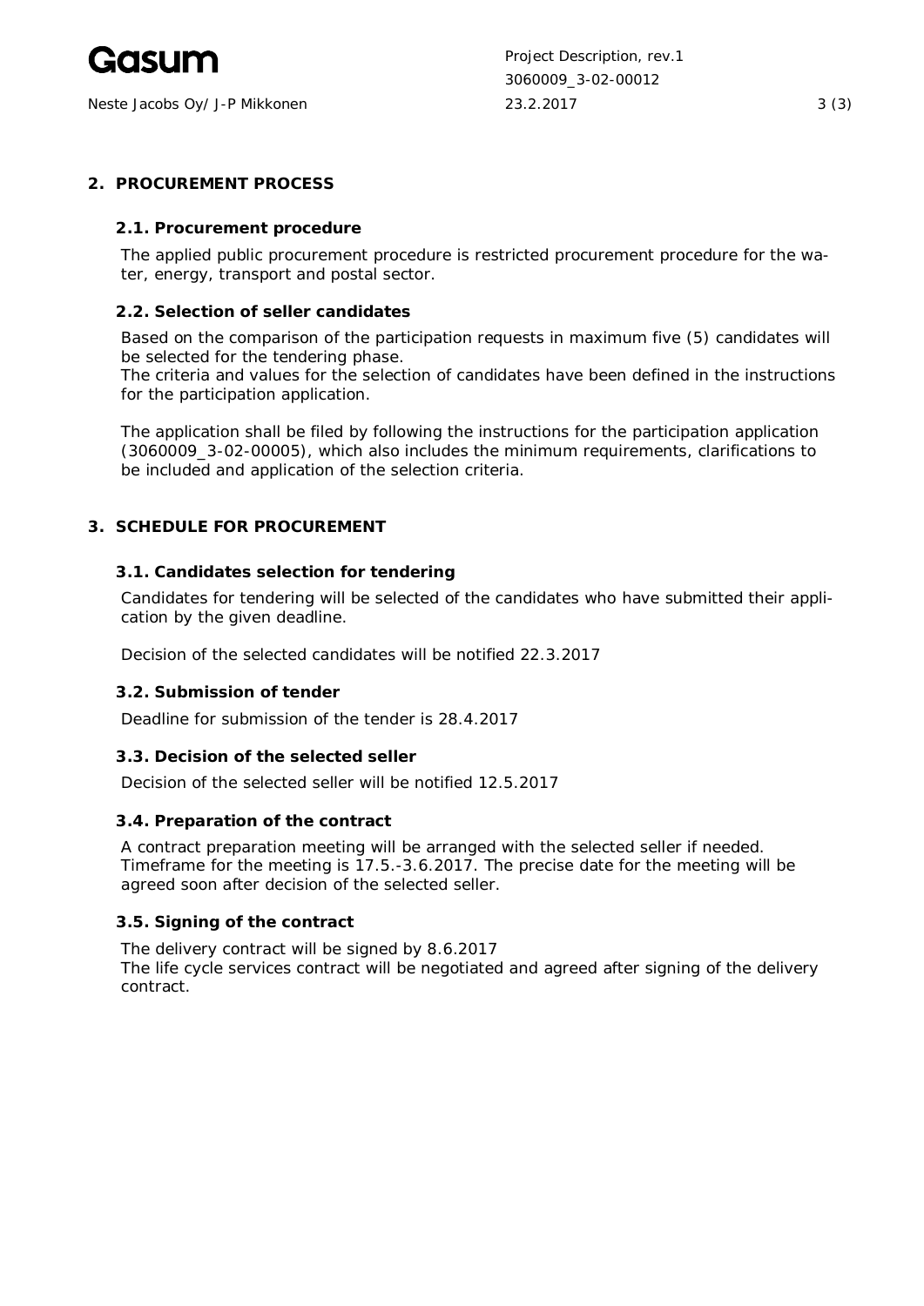## 2. PROCUREMENT PROCESS

### 2.1. Procurement procedure

The applied public procurement procedure is restricted procurement procedure for the water, energy, transport and postal sector.

### 2.2. Selection of seller candidates

Based on the comparison of the participation requests in maximum five (5) candidates will be selected for the tendering phase.
The criteria and values for the selection of candidates have been defined in the instructions for the participation application.

The application shall be filed by following the instructions for the participation application (3060009_3-02-00005), which also includes the minimum requirements, clarifications to be included and application of the selection criteria.

## 3. SCHEDULE FOR PROCUREMENT

### 3.1. Candidates selection for tendering

Candidates for tendering will be selected of the candidates who have submitted their application by the given deadline.

Decision of the selected candidates will be notified 22.3.2017

### 3.2. Submission of tender

Deadline for submission of the tender is 28.4.2017

### 3.3. Decision of the selected seller

Decision of the selected seller will be notified 12.5.2017

### 3.4. Preparation of the contract

A contract preparation meeting will be arranged with the selected seller if needed.
Timeframe for the meeting is 17.5.-3.6.2017. The precise date for the meeting will be agreed soon after decision of the selected seller.

### 3.5. Signing of the contract

The delivery contract will be signed by 8.6.2017
The life cycle services contract will be negotiated and agreed after signing of the delivery contract.